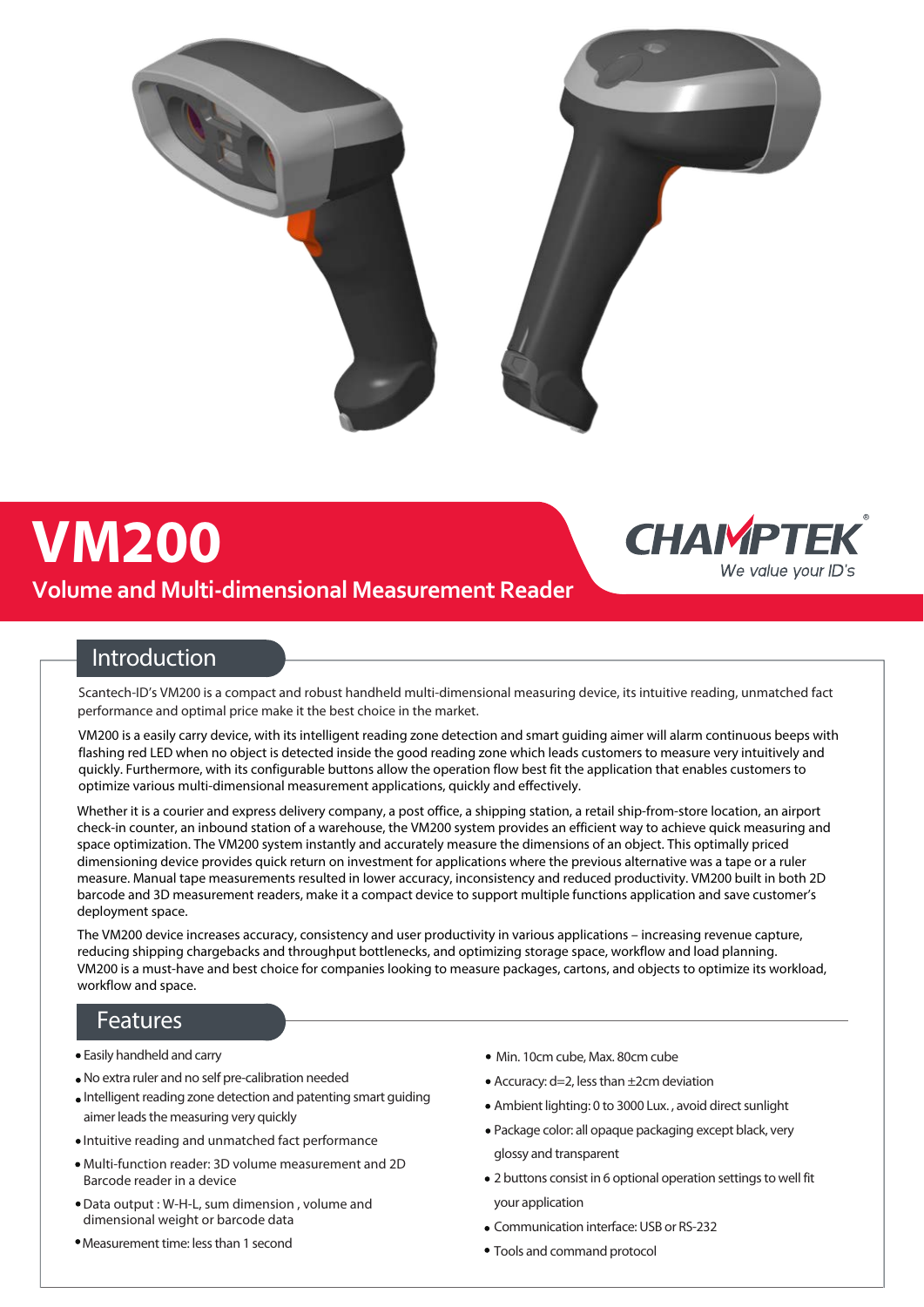# VM200

## Volume and Multi-dimensional Measurement Reader

CHAMPTEK®
We value your ID's

## Introduction

Scantech-ID's VM200 is a compact and robust handheld multi-dimensional measuring device, its intuitive reading, unmatched fact performance and optimal price make it the best choice in the market.

VM200 is a easily carry device, with its intelligent reading zone detection and smart guiding aimer will alarm continuous beeps with flashing red LED when no object is detected inside the good reading zone which leads customers to measure very intuitively and quickly. Furthermore, with its configurable buttons allow the operation flow best fit the application that enables customers to optimize various multi-dimensional measurement applications, quickly and effectively.

Whether it is a courier and express delivery company, a post office, a shipping station, a retail ship-from-store location, an airport check-in counter, an inbound station of a warehouse, the VM200 system provides an efficient way to achieve quick measuring and space optimization. The VM200 system instantly and accurately measure the dimensions of an object. This optimally priced dimensioning device provides quick return on investment for applications where the previous alternative was a tape or a ruler measure. Manual tape measurements resulted in lower accuracy, inconsistency and reduced productivity. VM200 built in both 2D barcode and 3D measurement readers, make it a compact device to support multiple functions application and save customer's deployment space.

The VM200 device increases accuracy, consistency and user productivity in various applications – increasing revenue capture, reducing shipping chargebacks and throughput bottlenecks, and optimizing storage space, workflow and load planning. VM200 is a must-have and best choice for companies looking to measure packages, cartons, and objects to optimize its workload, workflow and space.

## Features

- Easily handheld and carry
- No extra ruler and no self pre-calibration needed
- Intelligent reading zone detection and patenting smart guiding aimer leads the measuring very quickly
- Intuitive reading and unmatched fact performance
- Multi-function reader: 3D volume measurement and 2D Barcode reader in a device
- Data output : W-H-L, sum dimension , volume and dimensional weight or barcode data
- Measurement time: less than 1 second
- Min. 10cm cube, Max. 80cm cube
- Accuracy: d=2, less than ±2cm deviation
- Ambient lighting: 0 to 3000 Lux. , avoid direct sunlight
- Package color: all opaque packaging except black, very glossy and transparent
- 2 buttons consist in 6 optional operation settings to well fit your application
- Communication interface: USB or RS-232
- Tools and command protocol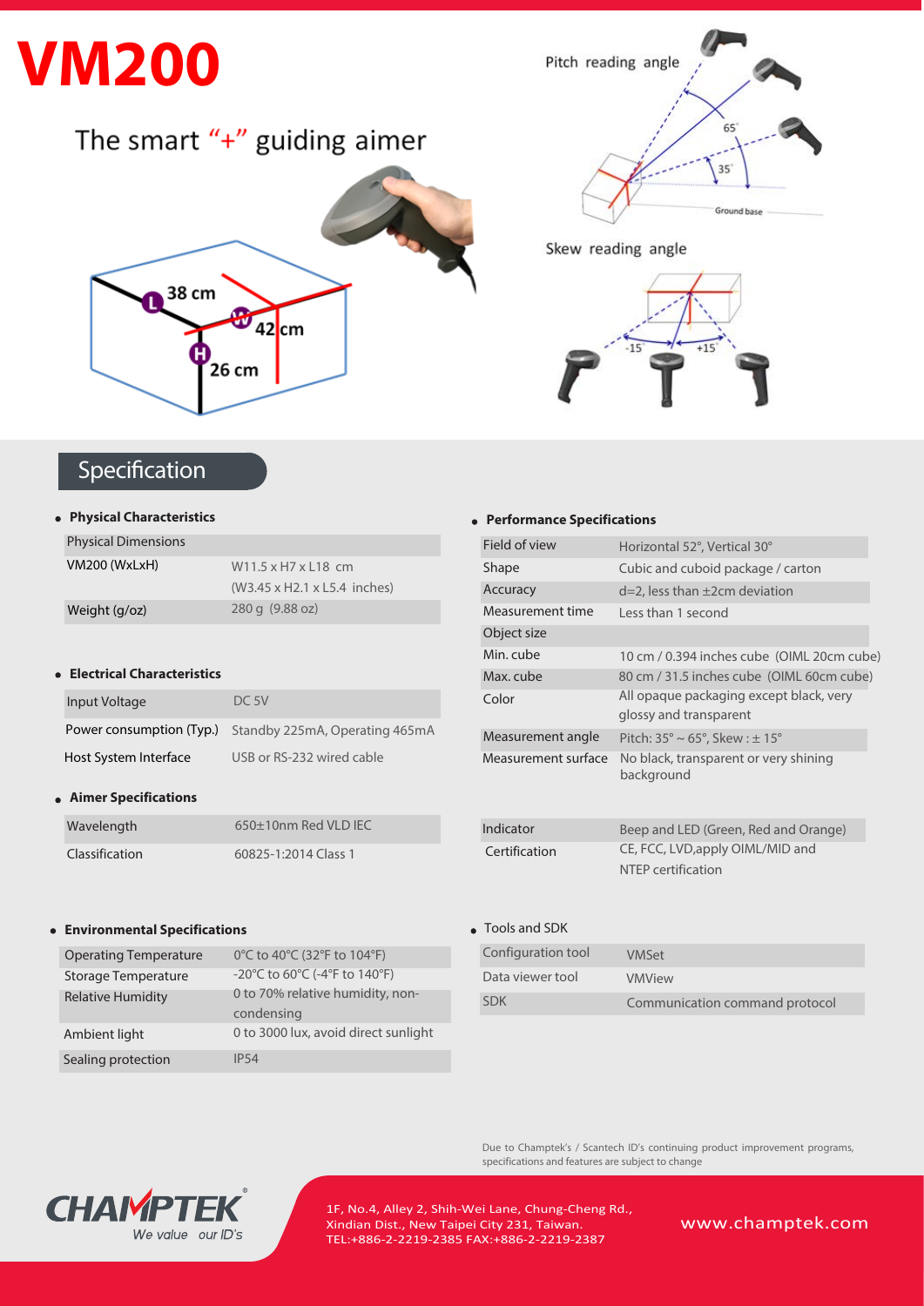# VM200

The smart "+" guiding aimer

38 cm
42 cm
26 cm

Pitch reading angle

65°
35°
Ground base

Skew reading angle

-15°
+15°

## Specification

- **Physical Characteristics**

| Physical Dimensions | |
|---|---|
| VM200 (WxLxH) | W11.5 x H7 x L18 cm (W3.45 x H2.1 x L5.4 inches) |
| Weight (g/oz) | 280 g (9.88 oz) |

- **Electrical Characteristics**

| | |
|---|---|
| Input Voltage | DC 5V |
| Power consumption (Typ.) | Standby 225mA, Operating 465mA |
| Host System Interface | USB or RS-232 wired cable |

- **Aimer Specifications**

| | |
|---|---|
| Wavelength | 650±10nm Red VLD IEC |
| Classification | 60825-1:2014 Class 1 |

- **Environmental Specifications**

| | |
|---|---|
| Operating Temperature | 0°C to 40°C (32°F to 104°F) |
| Storage Temperature | -20°C to 60°C (-4°F to 140°F) |
| Relative Humidity | 0 to 70% relative humidity, non-condensing |
| Ambient light | 0 to 3000 lux, avoid direct sunlight |
| Sealing protection | IP54 |

- **Performance Specifications**

| | |
|---|---|
| Field of view | Horizontal 52°, Vertical 30° |
| Shape | Cubic and cuboid package / carton |
| Accuracy | d=2, less than ±2cm deviation |
| Measurement time | Less than 1 second |
| Object size | |
| Min. cube | 10 cm / 0.394 inches cube (OIML 20cm cube) |
| Max. cube | 80 cm / 31.5 inches cube (OIML 60cm cube) |
| Color | All opaque packaging except black, very glossy and transparent |
| Measurement angle | Pitch: 35° ~ 65°, Skew : ± 15° |
| Measurement surface | No black, transparent or very shining background |
| Indicator | Beep and LED (Green, Red and Orange) |
| Certification | CE, FCC, LVD,apply OIML/MID and NTEP certification |

- Tools and SDK

| | |
|---|---|
| Configuration tool | VMSet |
| Data viewer tool | VMView |
| SDK | Communication command protocol |

Due to Champtek's / Scantech ID's continuing product improvement programs, specifications and features are subject to change

CHAMPTEK® We value our ID's

1F, No.4, Alley 2, Shih-Wei Lane, Chung-Cheng Rd., Xindian Dist., New Taipei City 231, Taiwan.
TEL:+886-2-2219-2385 FAX:+886-2-2219-2387

www.champtek.com